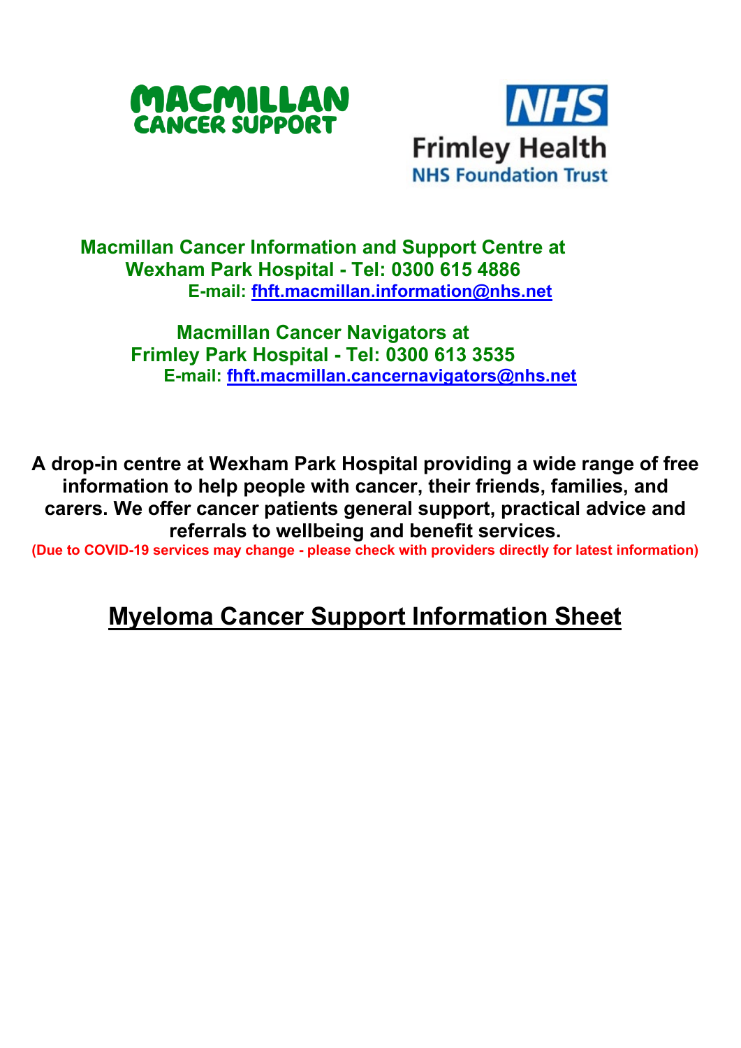MACMILLAN CANCER SUPPORT

NHS Frimley Health NHS Foundation Trust

**Macmillan Cancer Information and Support Centre at Wexham Park Hospital - Tel: 0300 615 4886**
**E-mail: fhft.macmillan.information@nhs.net**

**Macmillan Cancer Navigators at Frimley Park Hospital - Tel: 0300 613 3535**
**E-mail: fhft.macmillan.cancernavigators@nhs.net**

**A drop-in centre at Wexham Park Hospital providing a wide range of free information to help people with cancer, their friends, families, and carers. We offer cancer patients general support, practical advice and referrals to wellbeing and benefit services.**
**(Due to COVID-19 services may change - please check with providers directly for latest information)**

# Myeloma Cancer Support Information Sheet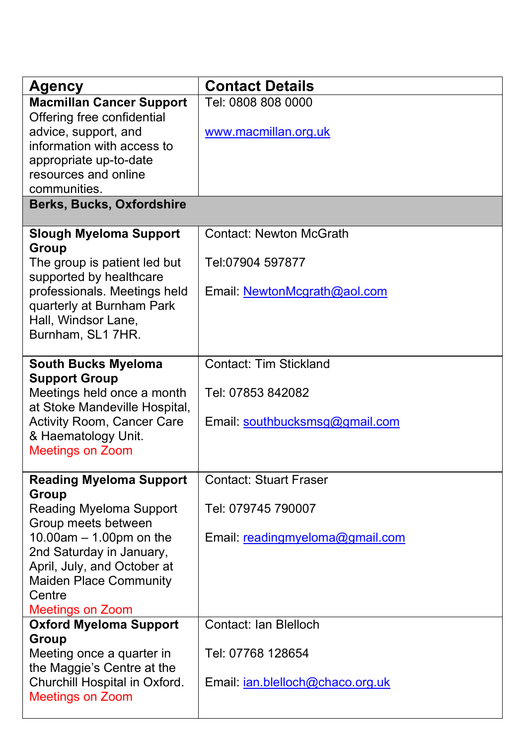| Agency | Contact Details |
|---|---|
| **Macmillan Cancer Support** Offering free confidential advice, support, and information with access to appropriate up-to-date resources and online communities. | Tel: 0808 808 0000<br><br>www.macmillan.org.uk |
| **Berks, Bucks, Oxfordshire** | |
| **Slough Myeloma Support Group** The group is patient led but supported by healthcare professionals. Meetings held quarterly at Burnham Park Hall, Windsor Lane, Burnham, SL1 7HR. | Contact: Newton McGrath<br><br>Tel:07904 597877<br><br>Email: NewtonMcgrath@aol.com |
| **South Bucks Myeloma Support Group** Meetings held once a month at Stoke Mandeville Hospital, Activity Room, Cancer Care & Haematology Unit. Meetings on Zoom | Contact: Tim Stickland<br><br>Tel: 07853 842082<br><br>Email: southbucksmsg@gmail.com |
| **Reading Myeloma Support Group** Reading Myeloma Support Group meets between 10.00am – 1.00pm on the 2nd Saturday in January, April, July, and October at Maiden Place Community Centre Meetings on Zoom | Contact: Stuart Fraser<br><br>Tel: 079745 790007<br><br>Email: readingmyeloma@gmail.com |
| **Oxford Myeloma Support Group** Meeting once a quarter in the Maggie's Centre at the Churchill Hospital in Oxford. Meetings on Zoom | Contact: Ian Blelloch<br><br>Tel: 07768 128654<br><br>Email: ian.blelloch@chaco.org.uk |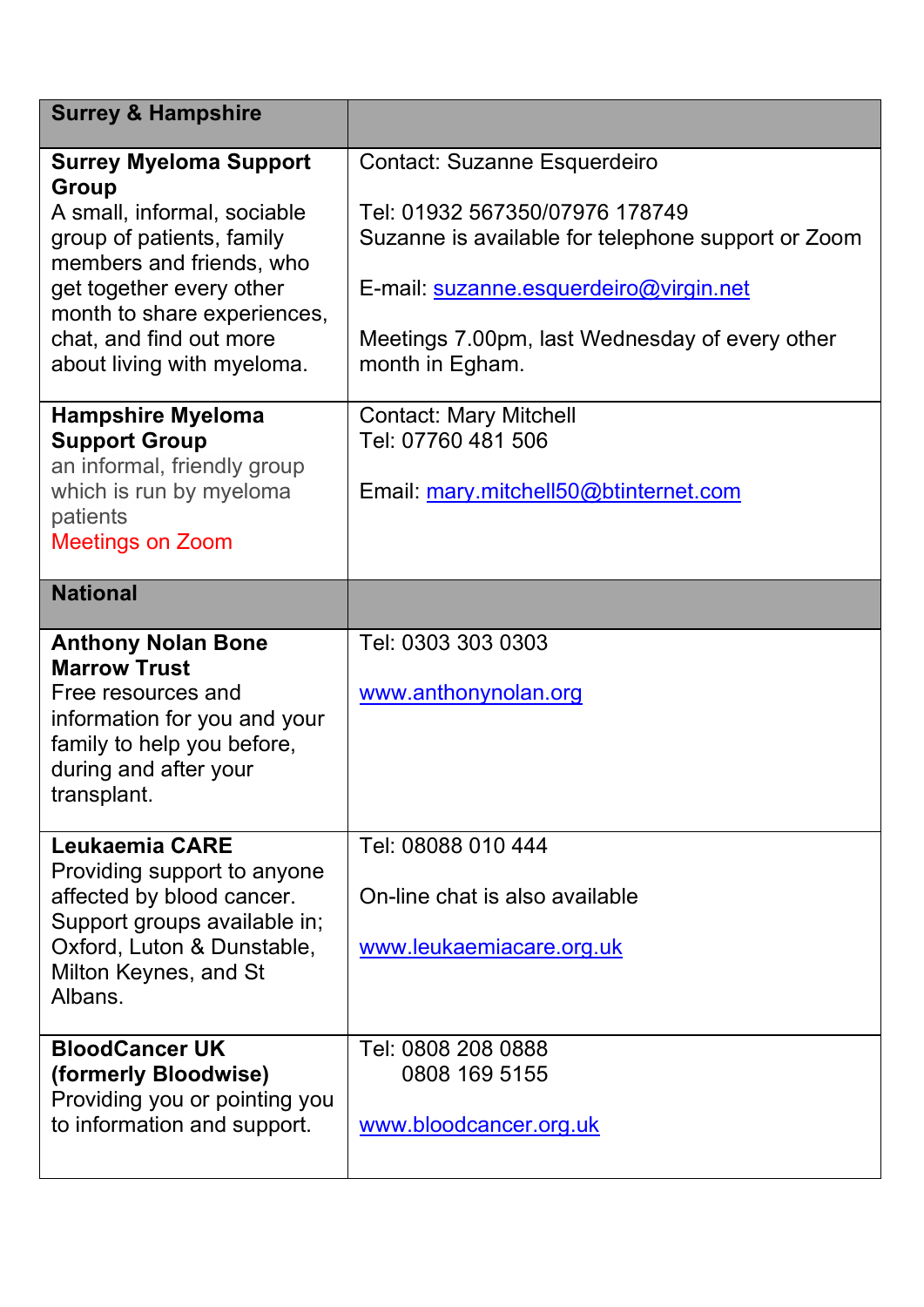| Surrey & Hampshire | |
| --- | --- |
| **Surrey Myeloma Support Group**<br>A small, informal, sociable group of patients, family members and friends, who get together every other month to share experiences, chat, and find out more about living with myeloma. | Contact: Suzanne Esquerdeiro<br><br>Tel: 01932 567350/07976 178749<br>Suzanne is available for telephone support or Zoom<br><br>E-mail: suzanne.esquerdeiro@virgin.net<br><br>Meetings 7.00pm, last Wednesday of every other month in Egham. |
| **Hampshire Myeloma Support Group**<br>an informal, friendly group which is run by myeloma patients<br>Meetings on Zoom | Contact: Mary Mitchell<br>Tel: 07760 481 506<br><br>Email: mary.mitchell50@btinternet.com |
| **National** | |
| **Anthony Nolan Bone Marrow Trust**<br>Free resources and information for you and your family to help you before, during and after your transplant. | Tel: 0303 303 0303<br><br>www.anthonynolan.org |
| **Leukaemia CARE**<br>Providing support to anyone affected by blood cancer.<br>Support groups available in; Oxford, Luton & Dunstable, Milton Keynes, and St Albans. | Tel: 08088 010 444<br><br>On-line chat is also available<br><br>www.leukaemiacare.org.uk |
| **BloodCancer UK (formerly Bloodwise)**<br>Providing you or pointing you to information and support. | Tel: 0808 208 0888<br>0808 169 5155<br><br>www.bloodcancer.org.uk |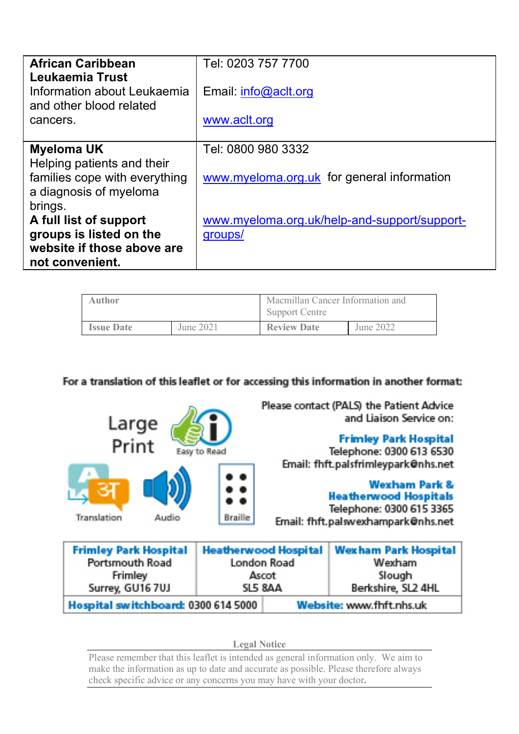| | |
|---|---|
| **African Caribbean Leukaemia Trust**<br>Information about Leukaemia and other blood related cancers. | Tel: 0203 757 7700<br><br>Email: info@aclt.org<br><br>www.aclt.org |
| **Myeloma UK**<br>Helping patients and their families cope with everything a diagnosis of myeloma brings.<br>**A full list of support groups is listed on the website if those above are not convenient.** | Tel: 0800 980 3332<br><br>www.myeloma.org.uk for general information<br><br>www.myeloma.org.uk/help-and-support/support-groups/ |

| | | | |
|---|---|---|---|
| **Author** | | Macmillan Cancer Information and Support Centre | |
| **Issue Date** | June 2021 | **Review Date** | June 2022 |

**For a translation of this leaflet or for accessing this information in another format:**

Large Print, Easy to Read, Translation, Audio, Braille

Please contact (PALS) the Patient Advice and Liaison Service on:

**Frimley Park Hospital**
Telephone: 0300 613 6530
Email: fhft.palsfrimleypark@nhs.net

**Wexham Park & Heatherwood Hospitals**
Telephone: 0300 615 3365
Email: fhft.palswexhampark@nhs.net

| | | |
|---|---|---|
| **Frimley Park Hospital**<br>Portsmouth Road<br>Frimley<br>Surrey, GU16 7UJ | **Heatherwood Hospital**<br>London Road<br>Ascot<br>SL5 8AA | **Wexham Park Hospital**<br>Wexham<br>Slough<br>Berkshire, SL2 4HL |
| **Hospital switchboard:** 0300 614 5000 | **Website:** www.fhft.nhs.uk | |

**Legal Notice**

Please remember that this leaflet is intended as general information only. We aim to make the information as up to date and accurate as possible. Please therefore always check specific advice or any concerns you may have with your doctor.